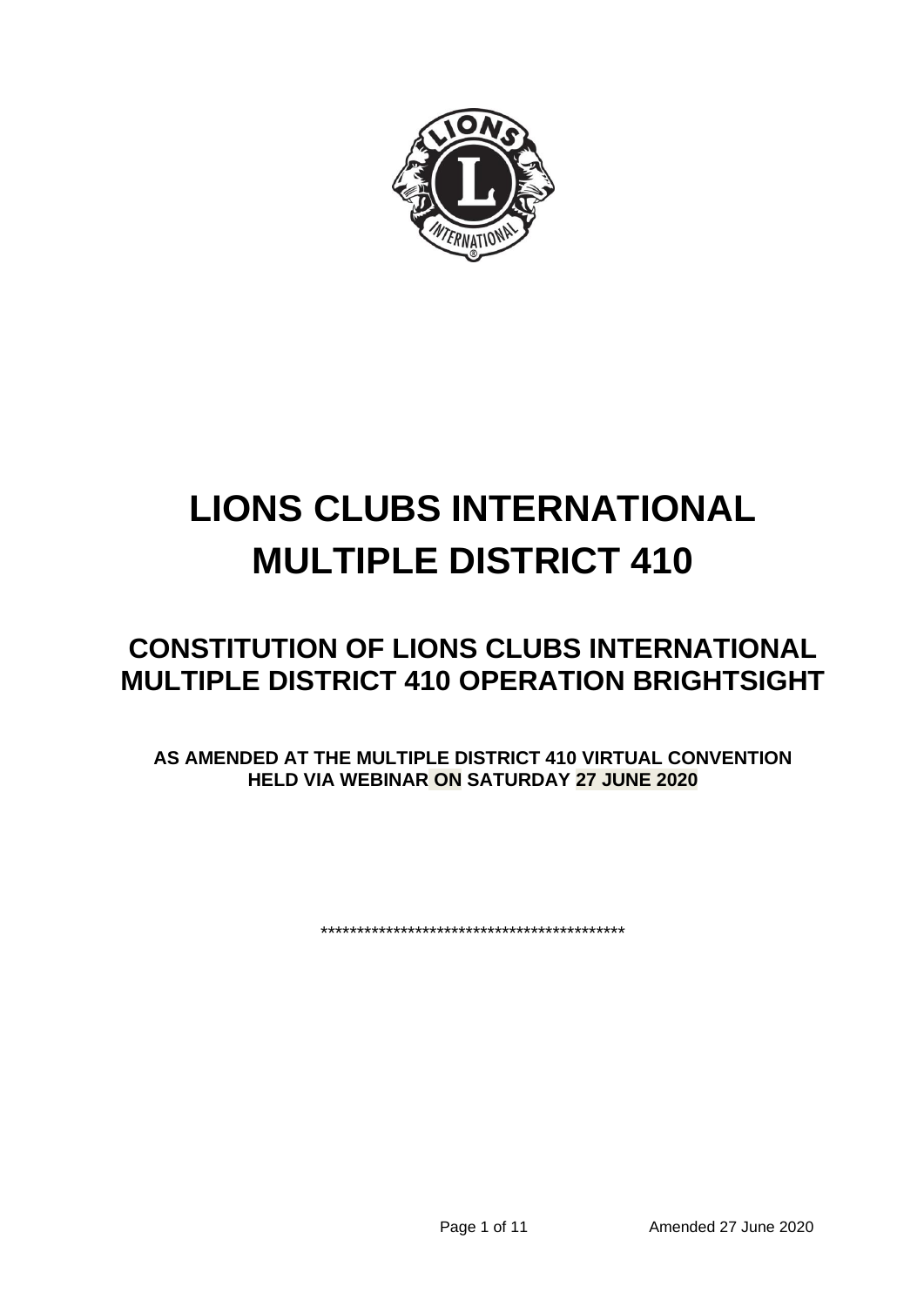# LIONS CLUBS INTERNATIONAL MULTIPLE DISTRICT 410

## CONSTITUTION OF LIONS CLUBS INTERNATIONAL MULTIPLE DISTRICT 410 OPERATION BRIGHTSIGHT

**AS AMENDED AT THE MULTIPLE DISTRICT 410 VIRTUAL CONVENTION HELD VIA WEBINAR ON SATURDAY 27 JUNE 2020**

*******************************************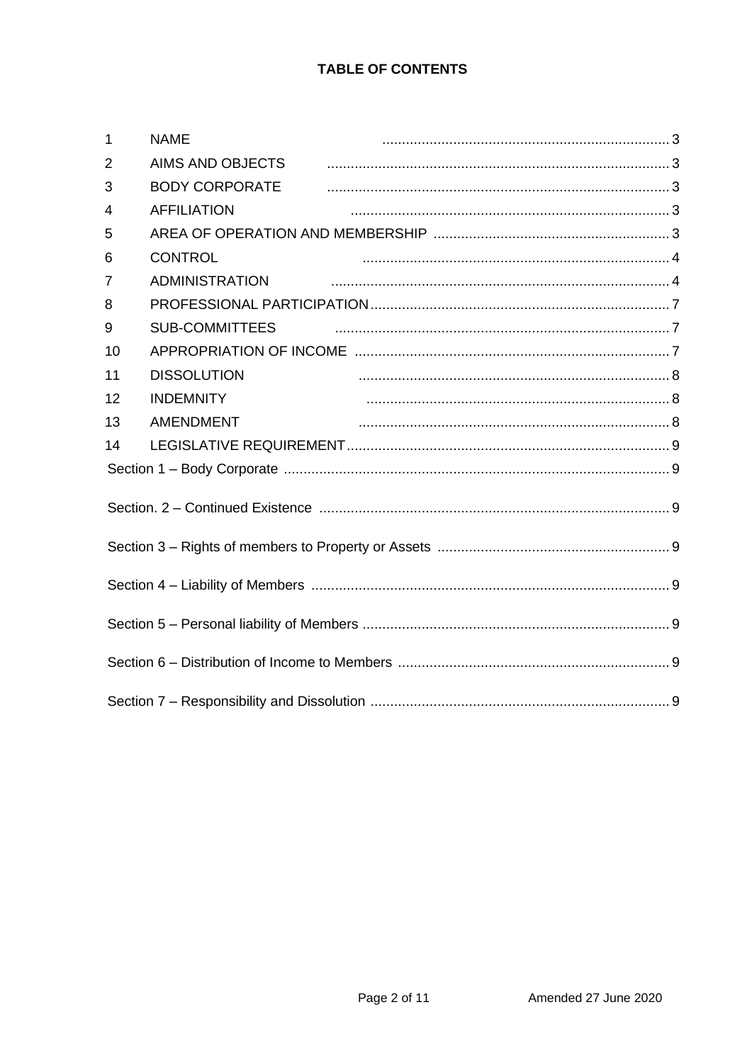**TABLE OF CONTENTS**

| | | |
|---|---|---|
| 1 | NAME | 3 |
| 2 | AIMS AND OBJECTS | 3 |
| 3 | BODY CORPORATE | 3 |
| 4 | AFFILIATION | 3 |
| 5 | AREA OF OPERATION AND MEMBERSHIP | 3 |
| 6 | CONTROL | 4 |
| 7 | ADMINISTRATION | 4 |
| 8 | PROFESSIONAL PARTICIPATION | 7 |
| 9 | SUB-COMMITTEES | 7 |
| 10 | APPROPRIATION OF INCOME | 7 |
| 11 | DISSOLUTION | 8 |
| 12 | INDEMNITY | 8 |
| 13 | AMENDMENT | 8 |
| 14 | LEGISLATIVE REQUIREMENT | 9 |
| | Section 1 – Body Corporate | 9 |
| | Section. 2 – Continued Existence | 9 |
| | Section 3 – Rights of members to Property or Assets | 9 |
| | Section 4 – Liability of Members | 9 |
| | Section 5 – Personal liability of Members | 9 |
| | Section 6 – Distribution of Income to Members | 9 |
| | Section 7 – Responsibility and Dissolution | 9 |

Amended 27 June 2020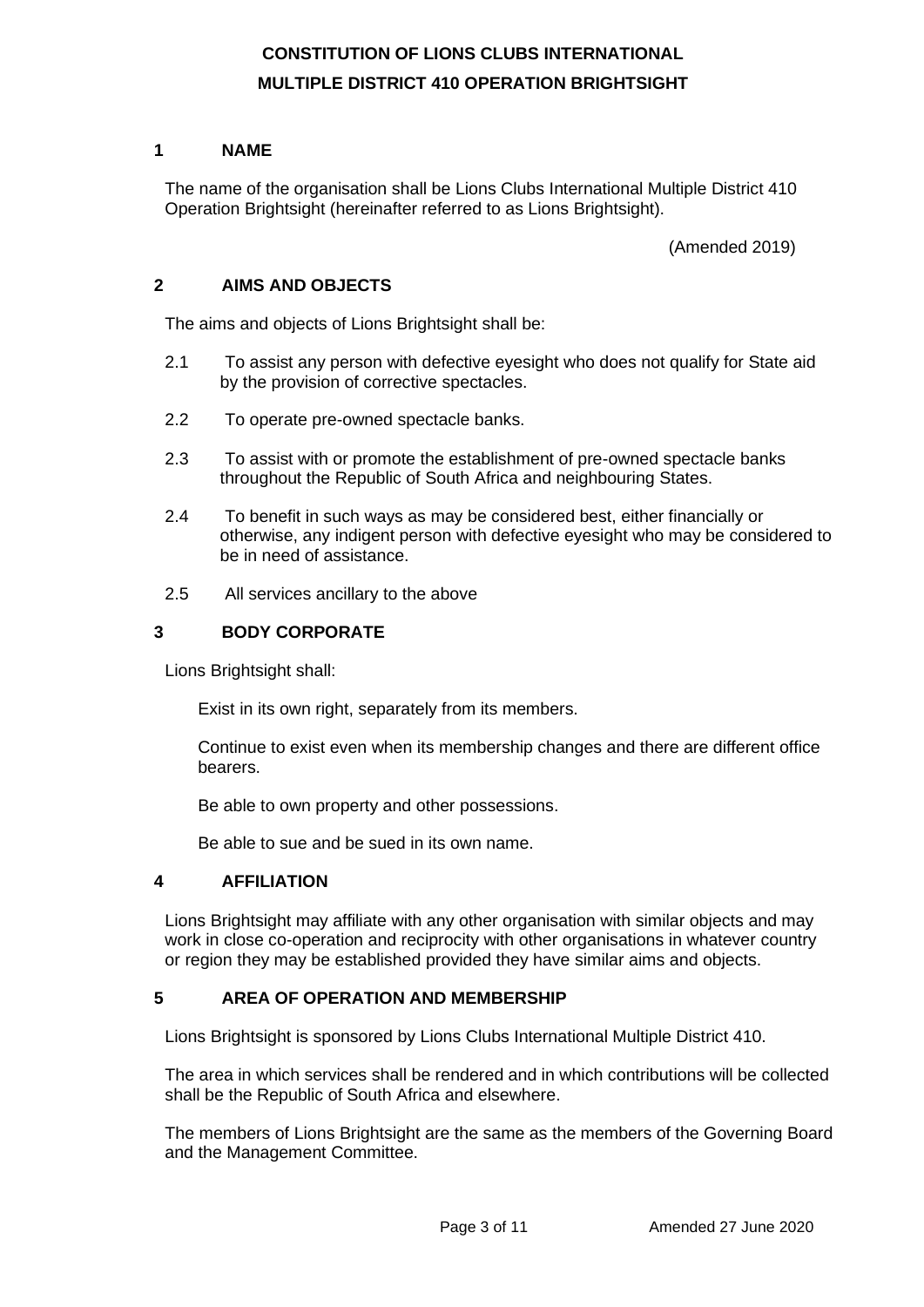# CONSTITUTION OF LIONS CLUBS INTERNATIONAL
# MULTIPLE DISTRICT 410 OPERATION BRIGHTSIGHT

## 1 NAME

The name of the organisation shall be Lions Clubs International Multiple District 410 Operation Brightsight (hereinafter referred to as Lions Brightsight).

(Amended 2019)

## 2 AIMS AND OBJECTS

The aims and objects of Lions Brightsight shall be:

2.1 To assist any person with defective eyesight who does not qualify for State aid by the provision of corrective spectacles.

2.2 To operate pre-owned spectacle banks.

2.3 To assist with or promote the establishment of pre-owned spectacle banks throughout the Republic of South Africa and neighbouring States.

2.4 To benefit in such ways as may be considered best, either financially or otherwise, any indigent person with defective eyesight who may be considered to be in need of assistance.

2.5 All services ancillary to the above

## 3 BODY CORPORATE

Lions Brightsight shall:

Exist in its own right, separately from its members.

Continue to exist even when its membership changes and there are different office bearers.

Be able to own property and other possessions.

Be able to sue and be sued in its own name.

## 4 AFFILIATION

Lions Brightsight may affiliate with any other organisation with similar objects and may work in close co-operation and reciprocity with other organisations in whatever country or region they may be established provided they have similar aims and objects.

## 5 AREA OF OPERATION AND MEMBERSHIP

Lions Brightsight is sponsored by Lions Clubs International Multiple District 410.

The area in which services shall be rendered and in which contributions will be collected shall be the Republic of South Africa and elsewhere.

The members of Lions Brightsight are the same as the members of the Governing Board and the Management Committee.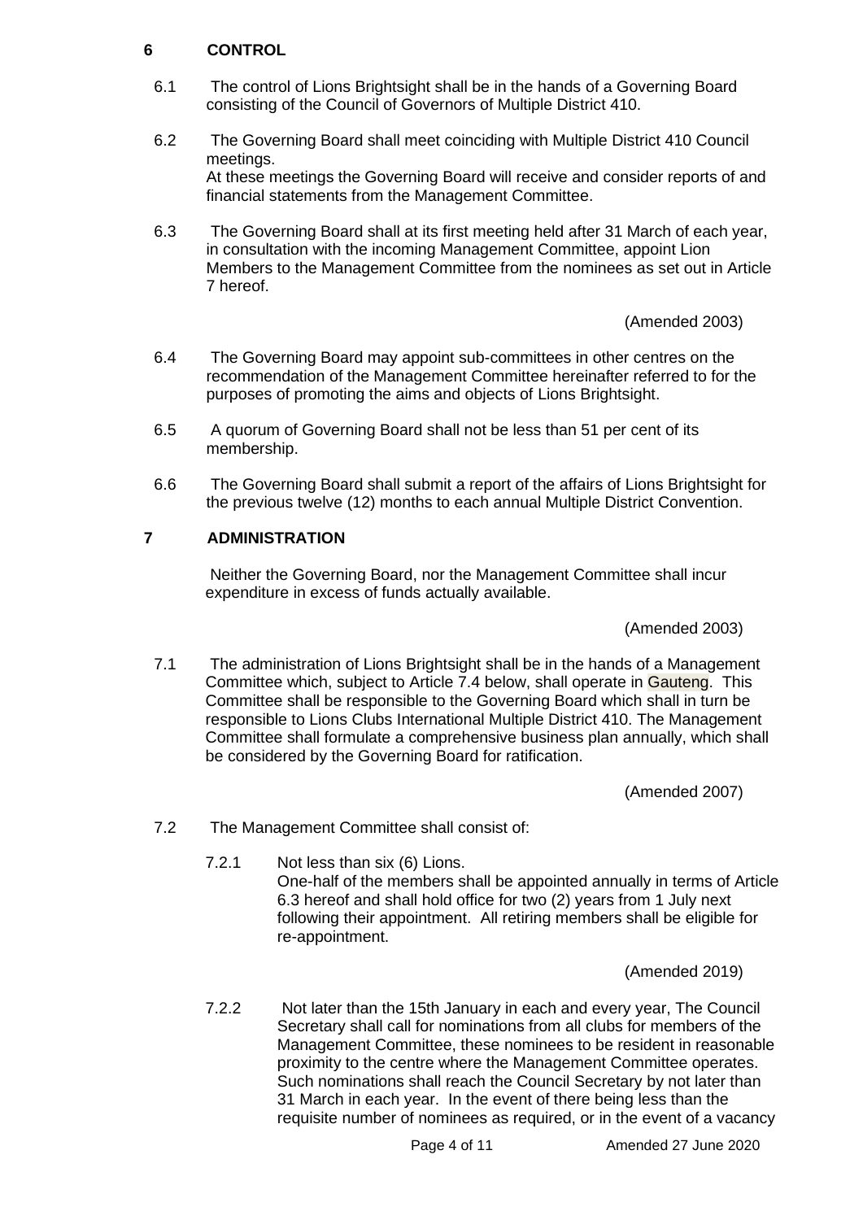## 6 CONTROL

6.1 The control of Lions Brightsight shall be in the hands of a Governing Board consisting of the Council of Governors of Multiple District 410.

6.2 The Governing Board shall meet coinciding with Multiple District 410 Council meetings.
At these meetings the Governing Board will receive and consider reports of and financial statements from the Management Committee.

6.3 The Governing Board shall at its first meeting held after 31 March of each year, in consultation with the incoming Management Committee, appoint Lion Members to the Management Committee from the nominees as set out in Article 7 hereof.

(Amended 2003)

6.4 The Governing Board may appoint sub-committees in other centres on the recommendation of the Management Committee hereinafter referred to for the purposes of promoting the aims and objects of Lions Brightsight.

6.5 A quorum of Governing Board shall not be less than 51 per cent of its membership.

6.6 The Governing Board shall submit a report of the affairs of Lions Brightsight for the previous twelve (12) months to each annual Multiple District Convention.

## 7 ADMINISTRATION

Neither the Governing Board, nor the Management Committee shall incur expenditure in excess of funds actually available.

(Amended 2003)

7.1 The administration of Lions Brightsight shall be in the hands of a Management Committee which, subject to Article 7.4 below, shall operate in Gauteng. This Committee shall be responsible to the Governing Board which shall in turn be responsible to Lions Clubs International Multiple District 410. The Management Committee shall formulate a comprehensive business plan annually, which shall be considered by the Governing Board for ratification.

(Amended 2007)

7.2 The Management Committee shall consist of:

7.2.1 Not less than six (6) Lions.
One-half of the members shall be appointed annually in terms of Article 6.3 hereof and shall hold office for two (2) years from 1 July next following their appointment. All retiring members shall be eligible for re-appointment.

(Amended 2019)

7.2.2 Not later than the 15th January in each and every year, The Council Secretary shall call for nominations from all clubs for members of the Management Committee, these nominees to be resident in reasonable proximity to the centre where the Management Committee operates. Such nominations shall reach the Council Secretary by not later than 31 March in each year. In the event of there being less than the requisite number of nominees as required, or in the event of a vacancy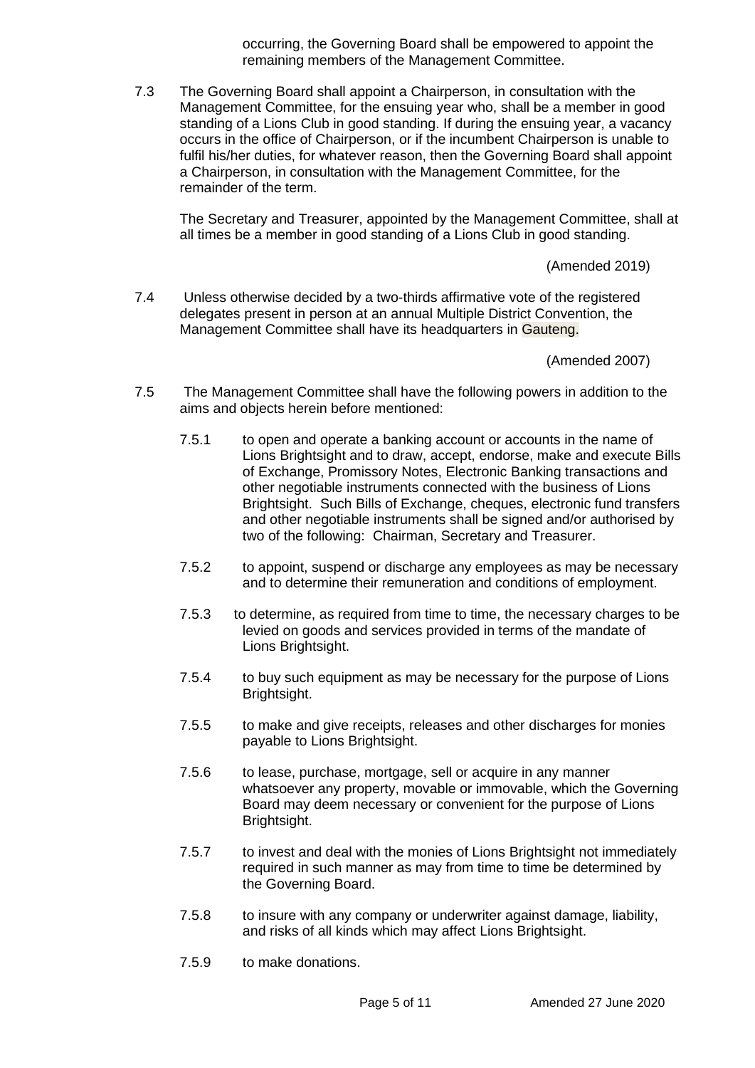occurring, the Governing Board shall be empowered to appoint the remaining members of the Management Committee.

7.3 The Governing Board shall appoint a Chairperson, in consultation with the Management Committee, for the ensuing year who, shall be a member in good standing of a Lions Club in good standing. If during the ensuing year, a vacancy occurs in the office of Chairperson, or if the incumbent Chairperson is unable to fulfil his/her duties, for whatever reason, then the Governing Board shall appoint a Chairperson, in consultation with the Management Committee, for the remainder of the term.

The Secretary and Treasurer, appointed by the Management Committee, shall at all times be a member in good standing of a Lions Club in good standing.

(Amended 2019)

7.4 Unless otherwise decided by a two-thirds affirmative vote of the registered delegates present in person at an annual Multiple District Convention, the Management Committee shall have its headquarters in Gauteng.

(Amended 2007)

7.5 The Management Committee shall have the following powers in addition to the aims and objects herein before mentioned:

7.5.1 to open and operate a banking account or accounts in the name of Lions Brightsight and to draw, accept, endorse, make and execute Bills of Exchange, Promissory Notes, Electronic Banking transactions and other negotiable instruments connected with the business of Lions Brightsight. Such Bills of Exchange, cheques, electronic fund transfers and other negotiable instruments shall be signed and/or authorised by two of the following: Chairman, Secretary and Treasurer.

7.5.2 to appoint, suspend or discharge any employees as may be necessary and to determine their remuneration and conditions of employment.

7.5.3 to determine, as required from time to time, the necessary charges to be levied on goods and services provided in terms of the mandate of Lions Brightsight.

7.5.4 to buy such equipment as may be necessary for the purpose of Lions Brightsight.

7.5.5 to make and give receipts, releases and other discharges for monies payable to Lions Brightsight.

7.5.6 to lease, purchase, mortgage, sell or acquire in any manner whatsoever any property, movable or immovable, which the Governing Board may deem necessary or convenient for the purpose of Lions Brightsight.

7.5.7 to invest and deal with the monies of Lions Brightsight not immediately required in such manner as may from time to time be determined by the Governing Board.

7.5.8 to insure with any company or underwriter against damage, liability, and risks of all kinds which may affect Lions Brightsight.

7.5.9 to make donations.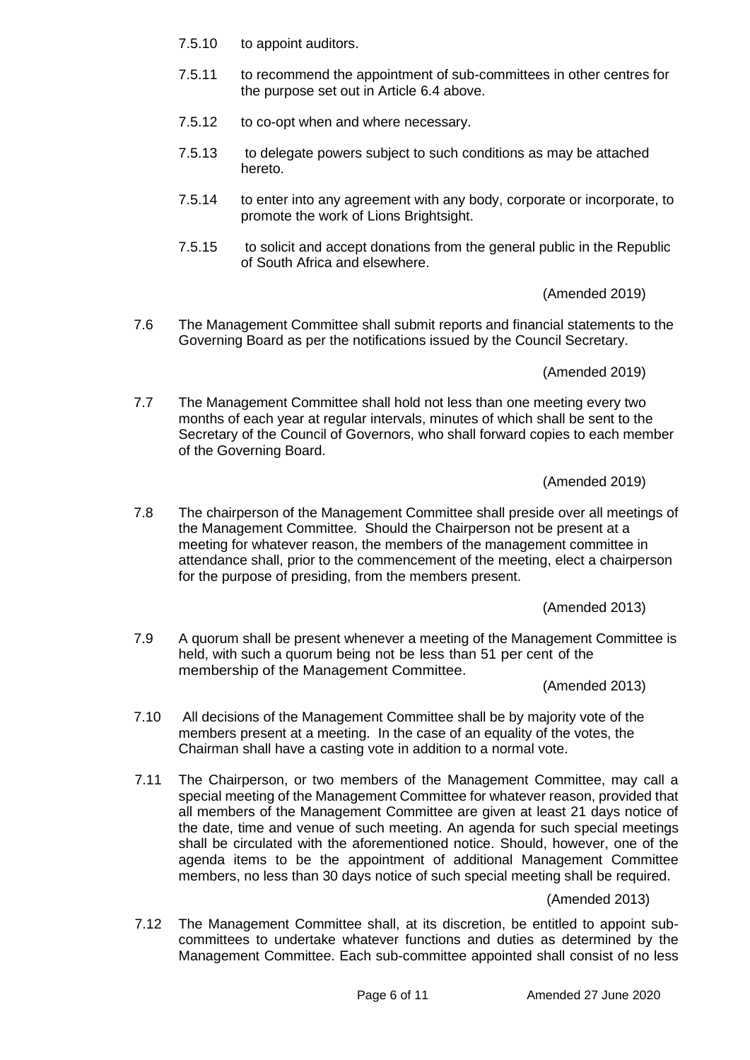7.5.10 to appoint auditors.

7.5.11 to recommend the appointment of sub-committees in other centres for the purpose set out in Article 6.4 above.

7.5.12 to co-opt when and where necessary.

7.5.13 to delegate powers subject to such conditions as may be attached hereto.

7.5.14 to enter into any agreement with any body, corporate or incorporate, to promote the work of Lions Brightsight.

7.5.15 to solicit and accept donations from the general public in the Republic of South Africa and elsewhere.

(Amended 2019)

7.6 The Management Committee shall submit reports and financial statements to the Governing Board as per the notifications issued by the Council Secretary.

(Amended 2019)

7.7 The Management Committee shall hold not less than one meeting every two months of each year at regular intervals, minutes of which shall be sent to the Secretary of the Council of Governors, who shall forward copies to each member of the Governing Board.

(Amended 2019)

7.8 The chairperson of the Management Committee shall preside over all meetings of the Management Committee. Should the Chairperson not be present at a meeting for whatever reason, the members of the management committee in attendance shall, prior to the commencement of the meeting, elect a chairperson for the purpose of presiding, from the members present.

(Amended 2013)

7.9 A quorum shall be present whenever a meeting of the Management Committee is held, with such a quorum being not be less than 51 per cent of the membership of the Management Committee.

(Amended 2013)

7.10 All decisions of the Management Committee shall be by majority vote of the members present at a meeting. In the case of an equality of the votes, the Chairman shall have a casting vote in addition to a normal vote.

7.11 The Chairperson, or two members of the Management Committee, may call a special meeting of the Management Committee for whatever reason, provided that all members of the Management Committee are given at least 21 days notice of the date, time and venue of such meeting. An agenda for such special meetings shall be circulated with the aforementioned notice. Should, however, one of the agenda items to be the appointment of additional Management Committee members, no less than 30 days notice of such special meeting shall be required.

(Amended 2013)

7.12 The Management Committee shall, at its discretion, be entitled to appoint sub-committees to undertake whatever functions and duties as determined by the Management Committee. Each sub-committee appointed shall consist of no less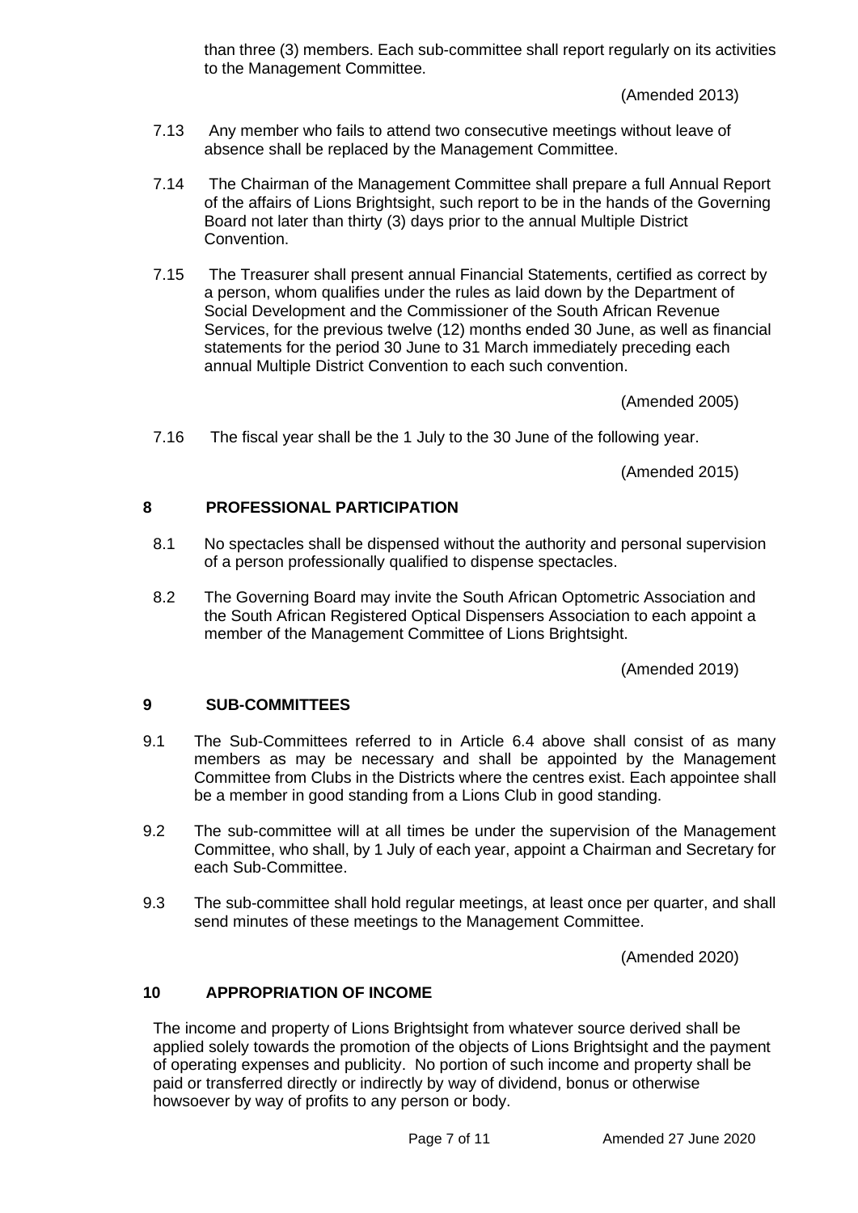than three (3) members. Each sub-committee shall report regularly on its activities to the Management Committee.

(Amended 2013)

7.13 Any member who fails to attend two consecutive meetings without leave of absence shall be replaced by the Management Committee.

7.14 The Chairman of the Management Committee shall prepare a full Annual Report of the affairs of Lions Brightsight, such report to be in the hands of the Governing Board not later than thirty (3) days prior to the annual Multiple District Convention.

7.15 The Treasurer shall present annual Financial Statements, certified as correct by a person, whom qualifies under the rules as laid down by the Department of Social Development and the Commissioner of the South African Revenue Services, for the previous twelve (12) months ended 30 June, as well as financial statements for the period 30 June to 31 March immediately preceding each annual Multiple District Convention to each such convention.

(Amended 2005)

7.16 The fiscal year shall be the 1 July to the 30 June of the following year.

(Amended 2015)

## 8 PROFESSIONAL PARTICIPATION

8.1 No spectacles shall be dispensed without the authority and personal supervision of a person professionally qualified to dispense spectacles.

8.2 The Governing Board may invite the South African Optometric Association and the South African Registered Optical Dispensers Association to each appoint a member of the Management Committee of Lions Brightsight.

(Amended 2019)

## 9 SUB-COMMITTEES

9.1 The Sub-Committees referred to in Article 6.4 above shall consist of as many members as may be necessary and shall be appointed by the Management Committee from Clubs in the Districts where the centres exist. Each appointee shall be a member in good standing from a Lions Club in good standing.

9.2 The sub-committee will at all times be under the supervision of the Management Committee, who shall, by 1 July of each year, appoint a Chairman and Secretary for each Sub-Committee.

9.3 The sub-committee shall hold regular meetings, at least once per quarter, and shall send minutes of these meetings to the Management Committee.

(Amended 2020)

## 10 APPROPRIATION OF INCOME

The income and property of Lions Brightsight from whatever source derived shall be applied solely towards the promotion of the objects of Lions Brightsight and the payment of operating expenses and publicity. No portion of such income and property shall be paid or transferred directly or indirectly by way of dividend, bonus or otherwise howsoever by way of profits to any person or body.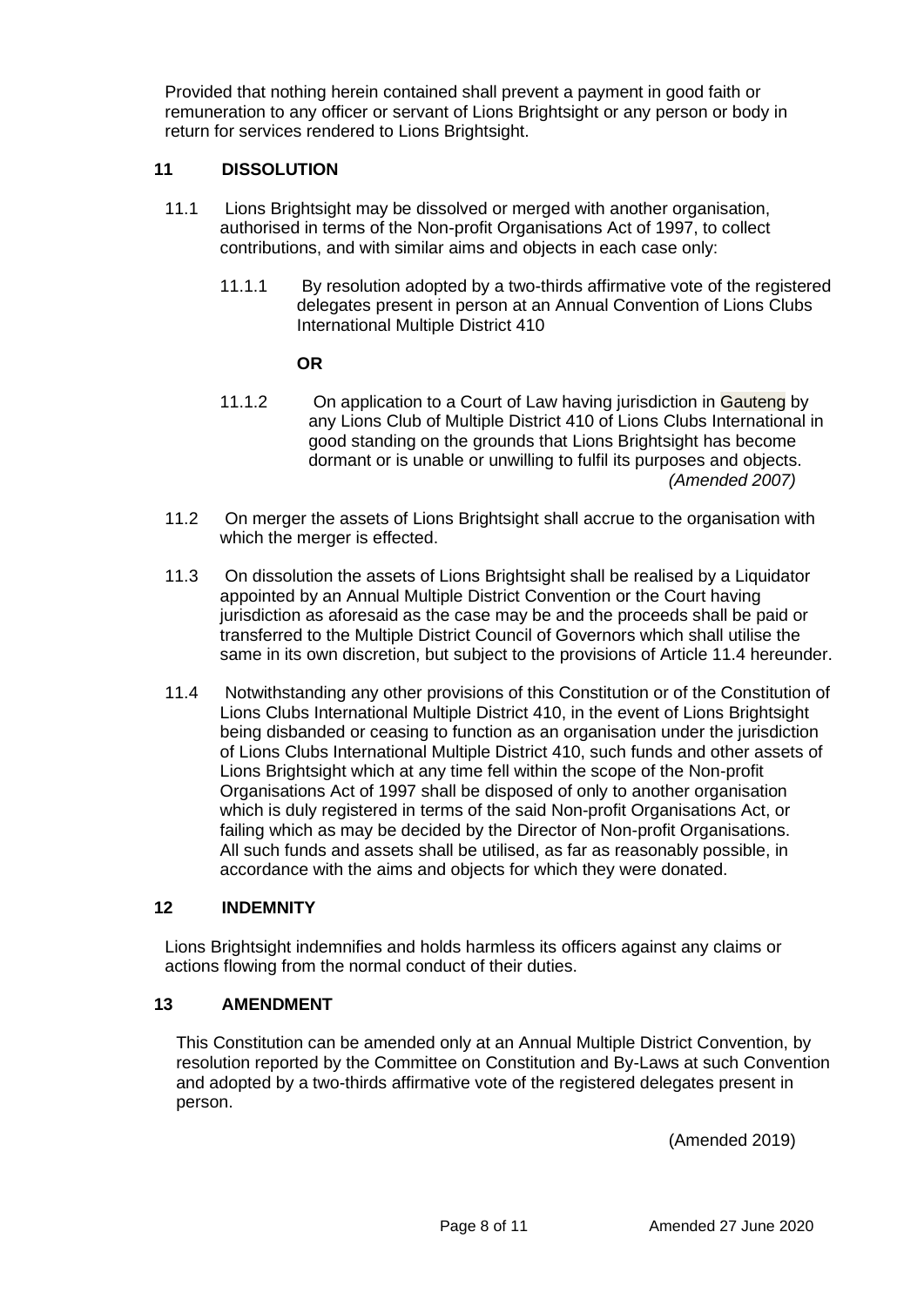Provided that nothing herein contained shall prevent a payment in good faith or remuneration to any officer or servant of Lions Brightsight or any person or body in return for services rendered to Lions Brightsight.

## 11 DISSOLUTION

11.1 Lions Brightsight may be dissolved or merged with another organisation, authorised in terms of the Non-profit Organisations Act of 1997, to collect contributions, and with similar aims and objects in each case only:

11.1.1 By resolution adopted by a two-thirds affirmative vote of the registered delegates present in person at an Annual Convention of Lions Clubs International Multiple District 410

**OR**

11.1.2 On application to a Court of Law having jurisdiction in Gauteng by any Lions Club of Multiple District 410 of Lions Clubs International in good standing on the grounds that Lions Brightsight has become dormant or is unable or unwilling to fulfil its purposes and objects. *(Amended 2007)*

11.2 On merger the assets of Lions Brightsight shall accrue to the organisation with which the merger is effected.

11.3 On dissolution the assets of Lions Brightsight shall be realised by a Liquidator appointed by an Annual Multiple District Convention or the Court having jurisdiction as aforesaid as the case may be and the proceeds shall be paid or transferred to the Multiple District Council of Governors which shall utilise the same in its own discretion, but subject to the provisions of Article 11.4 hereunder.

11.4 Notwithstanding any other provisions of this Constitution or of the Constitution of Lions Clubs International Multiple District 410, in the event of Lions Brightsight being disbanded or ceasing to function as an organisation under the jurisdiction of Lions Clubs International Multiple District 410, such funds and other assets of Lions Brightsight which at any time fell within the scope of the Non-profit Organisations Act of 1997 shall be disposed of only to another organisation which is duly registered in terms of the said Non-profit Organisations Act, or failing which as may be decided by the Director of Non-profit Organisations. All such funds and assets shall be utilised, as far as reasonably possible, in accordance with the aims and objects for which they were donated.

## 12 INDEMNITY

Lions Brightsight indemnifies and holds harmless its officers against any claims or actions flowing from the normal conduct of their duties.

## 13 AMENDMENT

This Constitution can be amended only at an Annual Multiple District Convention, by resolution reported by the Committee on Constitution and By-Laws at such Convention and adopted by a two-thirds affirmative vote of the registered delegates present in person.

(Amended 2019)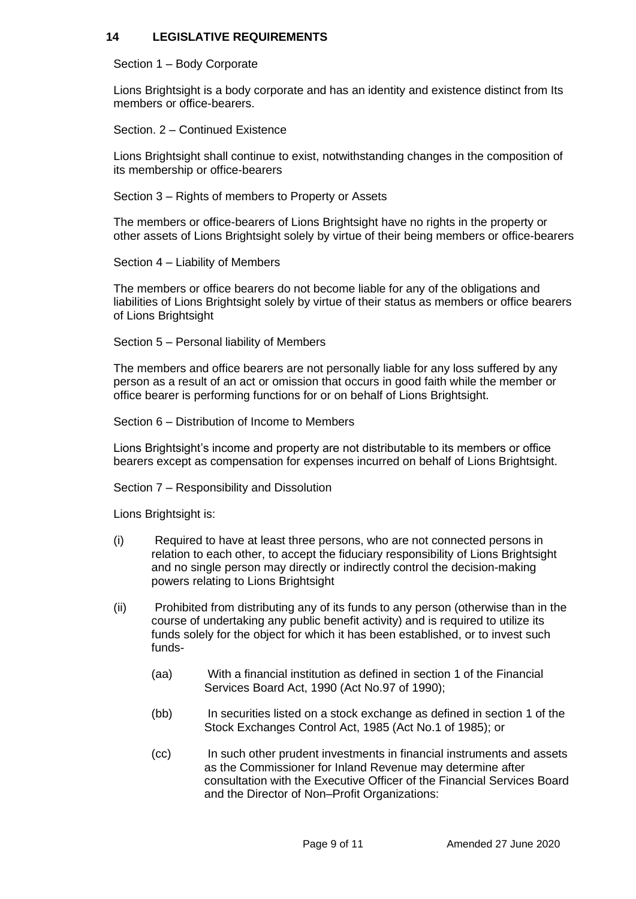## 14 LEGISLATIVE REQUIREMENTS

Section 1 – Body Corporate

Lions Brightsight is a body corporate and has an identity and existence distinct from Its members or office-bearers.

Section. 2 – Continued Existence

Lions Brightsight shall continue to exist, notwithstanding changes in the composition of its membership or office-bearers

Section 3 – Rights of members to Property or Assets

The members or office-bearers of Lions Brightsight have no rights in the property or other assets of Lions Brightsight solely by virtue of their being members or office-bearers

Section 4 – Liability of Members

The members or office bearers do not become liable for any of the obligations and liabilities of Lions Brightsight solely by virtue of their status as members or office bearers of Lions Brightsight

Section 5 – Personal liability of Members

The members and office bearers are not personally liable for any loss suffered by any person as a result of an act or omission that occurs in good faith while the member or office bearer is performing functions for or on behalf of Lions Brightsight.

Section 6 – Distribution of Income to Members

Lions Brightsight's income and property are not distributable to its members or office bearers except as compensation for expenses incurred on behalf of Lions Brightsight.

Section 7 – Responsibility and Dissolution

Lions Brightsight is:

(i) Required to have at least three persons, who are not connected persons in relation to each other, to accept the fiduciary responsibility of Lions Brightsight and no single person may directly or indirectly control the decision-making powers relating to Lions Brightsight

(ii) Prohibited from distributing any of its funds to any person (otherwise than in the course of undertaking any public benefit activity) and is required to utilize its funds solely for the object for which it has been established, or to invest such funds-

- (aa) With a financial institution as defined in section 1 of the Financial Services Board Act, 1990 (Act No.97 of 1990);
- (bb) In securities listed on a stock exchange as defined in section 1 of the Stock Exchanges Control Act, 1985 (Act No.1 of 1985); or
- (cc) In such other prudent investments in financial instruments and assets as the Commissioner for Inland Revenue may determine after consultation with the Executive Officer of the Financial Services Board and the Director of Non–Profit Organizations:

Amended 27 June 2020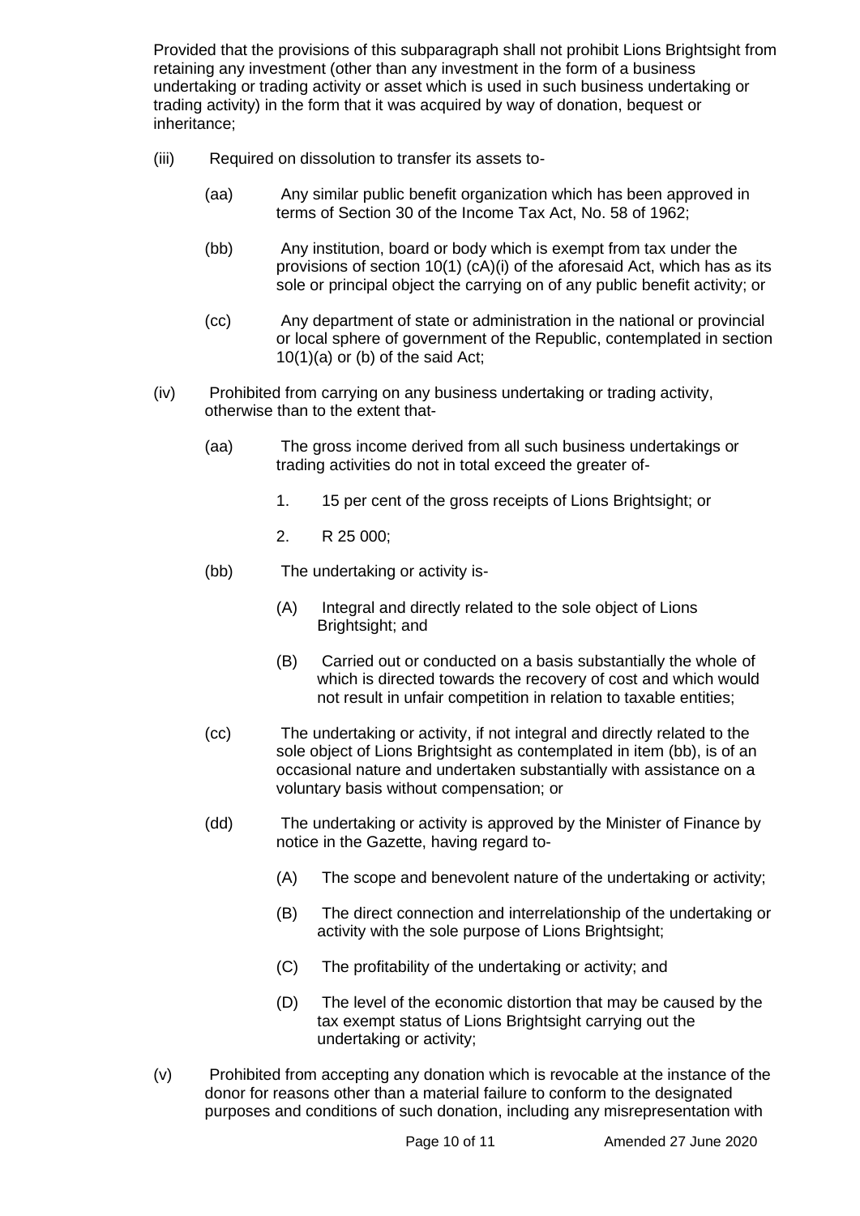Provided that the provisions of this subparagraph shall not prohibit Lions Brightsight from retaining any investment (other than any investment in the form of a business undertaking or trading activity or asset which is used in such business undertaking or trading activity) in the form that it was acquired by way of donation, bequest or inheritance;

(iii) Required on dissolution to transfer its assets to-

- (aa) Any similar public benefit organization which has been approved in terms of Section 30 of the Income Tax Act, No. 58 of 1962;
- (bb) Any institution, board or body which is exempt from tax under the provisions of section 10(1) (cA)(i) of the aforesaid Act, which has as its sole or principal object the carrying on of any public benefit activity; or
- (cc) Any department of state or administration in the national or provincial or local sphere of government of the Republic, contemplated in section 10(1)(a) or (b) of the said Act;

(iv) Prohibited from carrying on any business undertaking or trading activity, otherwise than to the extent that-

- (aa) The gross income derived from all such business undertakings or trading activities do not in total exceed the greater of-
  1. 15 per cent of the gross receipts of Lions Brightsight; or
  2. R 25 000;
- (bb) The undertaking or activity is-
  - (A) Integral and directly related to the sole object of Lions Brightsight; and
  - (B) Carried out or conducted on a basis substantially the whole of which is directed towards the recovery of cost and which would not result in unfair competition in relation to taxable entities;
- (cc) The undertaking or activity, if not integral and directly related to the sole object of Lions Brightsight as contemplated in item (bb), is of an occasional nature and undertaken substantially with assistance on a voluntary basis without compensation; or
- (dd) The undertaking or activity is approved by the Minister of Finance by notice in the Gazette, having regard to-
  - (A) The scope and benevolent nature of the undertaking or activity;
  - (B) The direct connection and interrelationship of the undertaking or activity with the sole purpose of Lions Brightsight;
  - (C) The profitability of the undertaking or activity; and
  - (D) The level of the economic distortion that may be caused by the tax exempt status of Lions Brightsight carrying out the undertaking or activity;

(v) Prohibited from accepting any donation which is revocable at the instance of the donor for reasons other than a material failure to conform to the designated purposes and conditions of such donation, including any misrepresentation with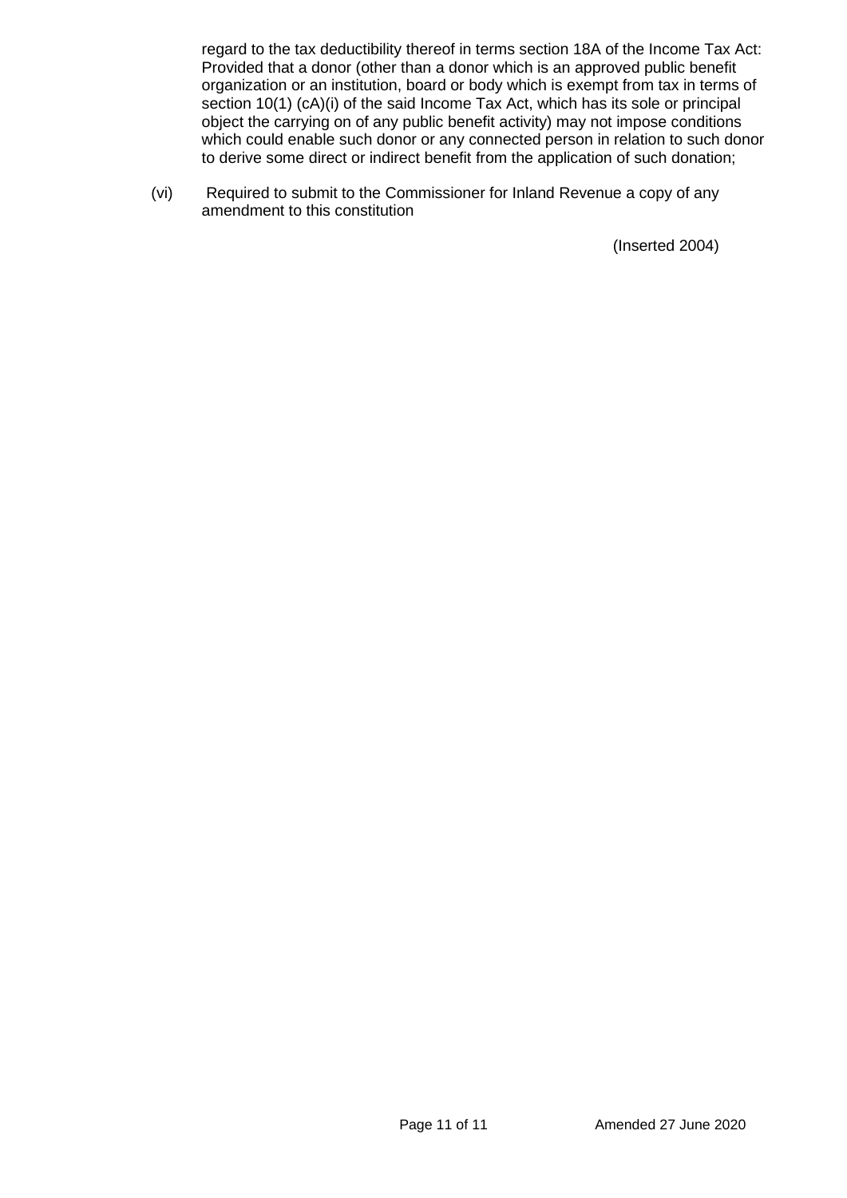regard to the tax deductibility thereof in terms section 18A of the Income Tax Act: Provided that a donor (other than a donor which is an approved public benefit organization or an institution, board or body which is exempt from tax in terms of section 10(1) (cA)(i) of the said Income Tax Act, which has its sole or principal object the carrying on of any public benefit activity) may not impose conditions which could enable such donor or any connected person in relation to such donor to derive some direct or indirect benefit from the application of such donation;

(vi) Required to submit to the Commissioner for Inland Revenue a copy of any amendment to this constitution

(Inserted 2004)